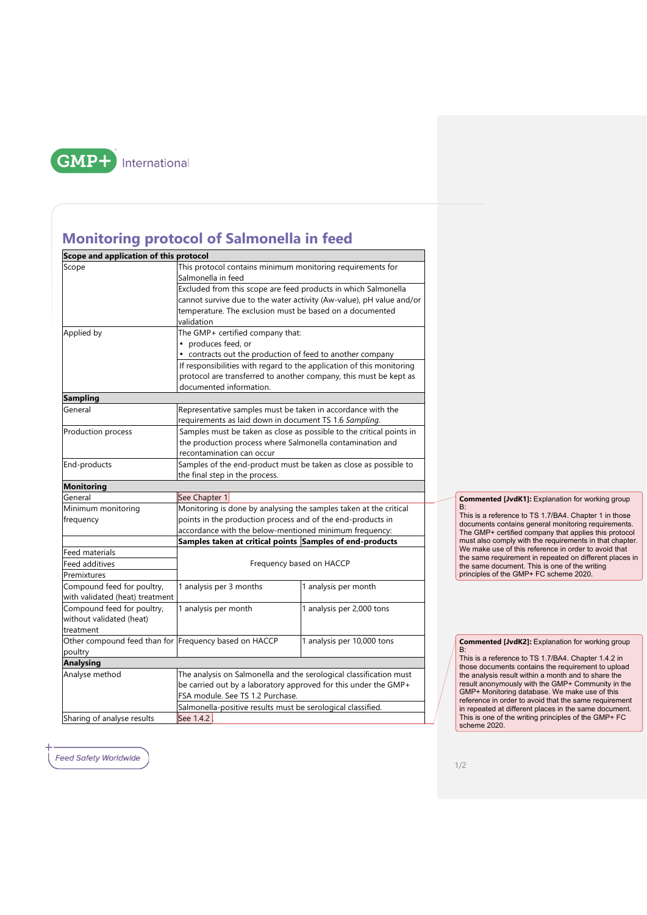# Monitoring protocol of Salmonella in feed

| Scope and application of this protocol | | |
|---|---|---|
| Scope | This protocol contains minimum monitoring requirements for Salmonella in feed | |
| | Excluded from this scope are feed products in which Salmonella cannot survive due to the water activity (Aw-value), pH value and/or temperature. The exclusion must be based on a documented validation | |
| Applied by | The GMP+ certified company that:<br>• produces feed, or<br>• contracts out the production of feed to another company | |
| | If responsibilities with regard to the application of this monitoring protocol are transferred to another company, this must be kept as documented information. | |
| **Sampling** | | |
| General | Representative samples must be taken in accordance with the requirements as laid down in document TS 1.6 *Sampling*. | |
| Production process | Samples must be taken as close as possible to the critical points in the production process where Salmonella contamination and recontamination can occur | |
| End-products | Samples of the end-product must be taken as close as possible to the final step in the process. | |
| **Monitoring** | | |
| General | See Chapter 1 | |
| Minimum monitoring frequency | Monitoring is done by analysing the samples taken at the critical points in the production process and of the end-products in accordance with the below-mentioned minimum frequency: | |
| | **Samples taken at critical points** | **Samples of end-products** |
| Feed materials<br>Feed additives<br>Premixtures | Frequency based on HACCP | |
| Compound feed for poultry, with validated (heat) treatment | 1 analysis per 3 months | 1 analysis per month |
| Compound feed for poultry, without validated (heat) treatment | 1 analysis per month | 1 analysis per 2,000 tons |
| Other compound feed than for poultry | Frequency based on HACCP | 1 analysis per 10,000 tons |
| **Analysing** | | |
| Analyse method | The analysis on Salmonella and the serological classification must be carried out by a laboratory approved for this under the GMP+ FSA module. See TS 1.2 Purchase. | |
| | Salmonella-positive results must be serological classified. | |
| Sharing of analyse results | See 1.4.2 | |

**Commented [JvdK1]:** Explanation for working group B:
This is a reference to TS 1.7/BA4. Chapter 1 in those documents contains general monitoring requirements. The GMP+ certified company that applies this protocol must also comply with the requirements in that chapter. We make use of this reference in order to avoid that the same requirement in repeated on different places in the same document. This is one of the writing principles of the GMP+ FC scheme 2020.

**Commented [JvdK2]:** Explanation for working group B:
This is a reference to TS 1.7/BA4. Chapter 1.4.2 in those documents contains the requirement to upload the analysis result within a month and to share the result anonymously with the GMP+ Community in the GMP+ Monitoring database. We make use of this reference in order to avoid that the same requirement in repeated at different places in the same document. This is one of the writing principles of the GMP+ FC scheme 2020.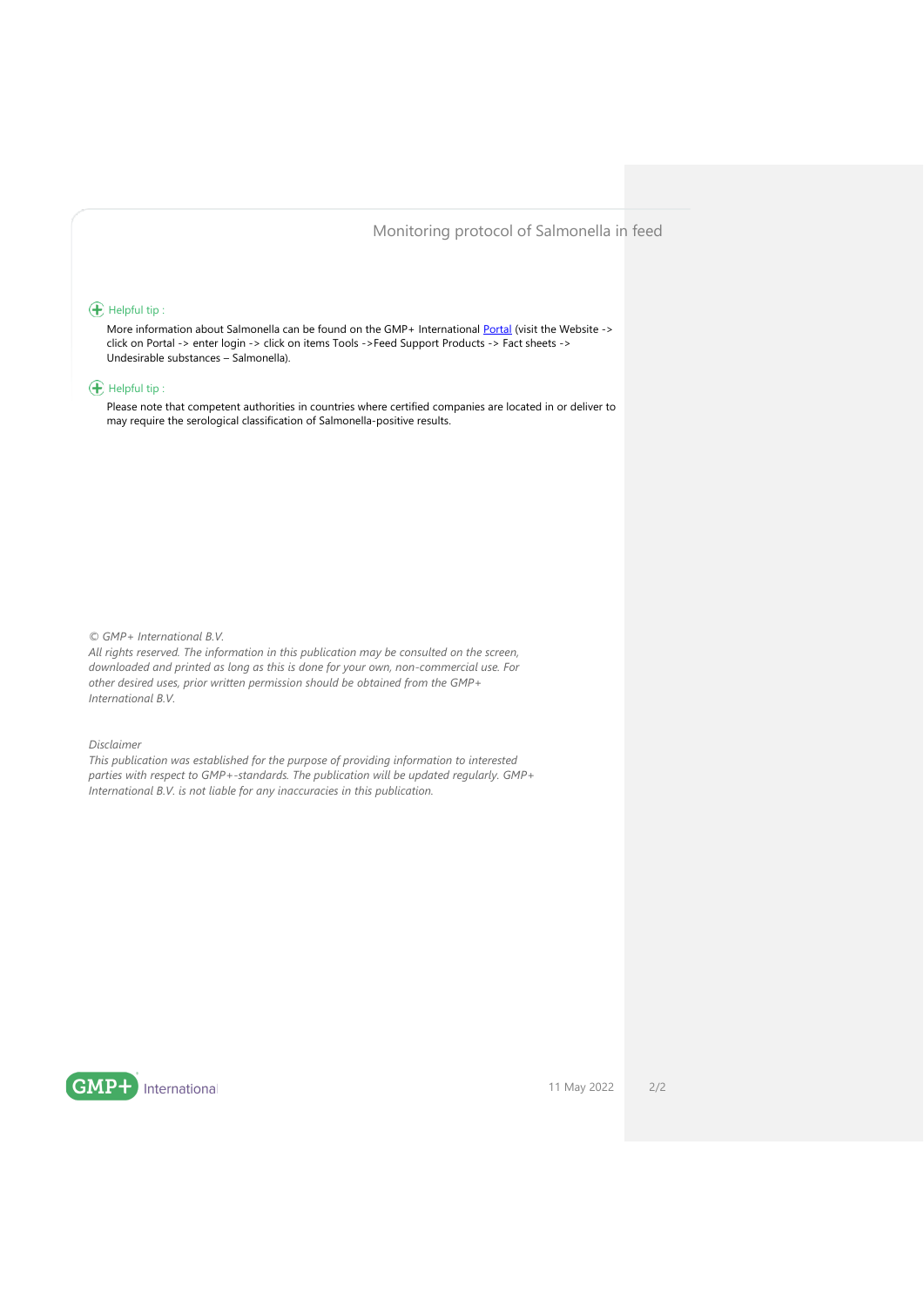Helpful tip :

More information about Salmonella can be found on the GMP+ International Portal (visit the Website -> click on Portal -> enter login -> click on items Tools ->Feed Support Products -> Fact sheets -> Undesirable substances – Salmonella).

Helpful tip :

Please note that competent authorities in countries where certified companies are located in or deliver to may require the serological classification of Salmonella-positive results.

*© GMP+ International B.V.*
*All rights reserved. The information in this publication may be consulted on the screen, downloaded and printed as long as this is done for your own, non-commercial use. For other desired uses, prior written permission should be obtained from the GMP+ International B.V.*

*Disclaimer*
*This publication was established for the purpose of providing information to interested parties with respect to GMP+-standards. The publication will be updated regularly. GMP+ International B.V. is not liable for any inaccuracies in this publication.*

11 May 2022